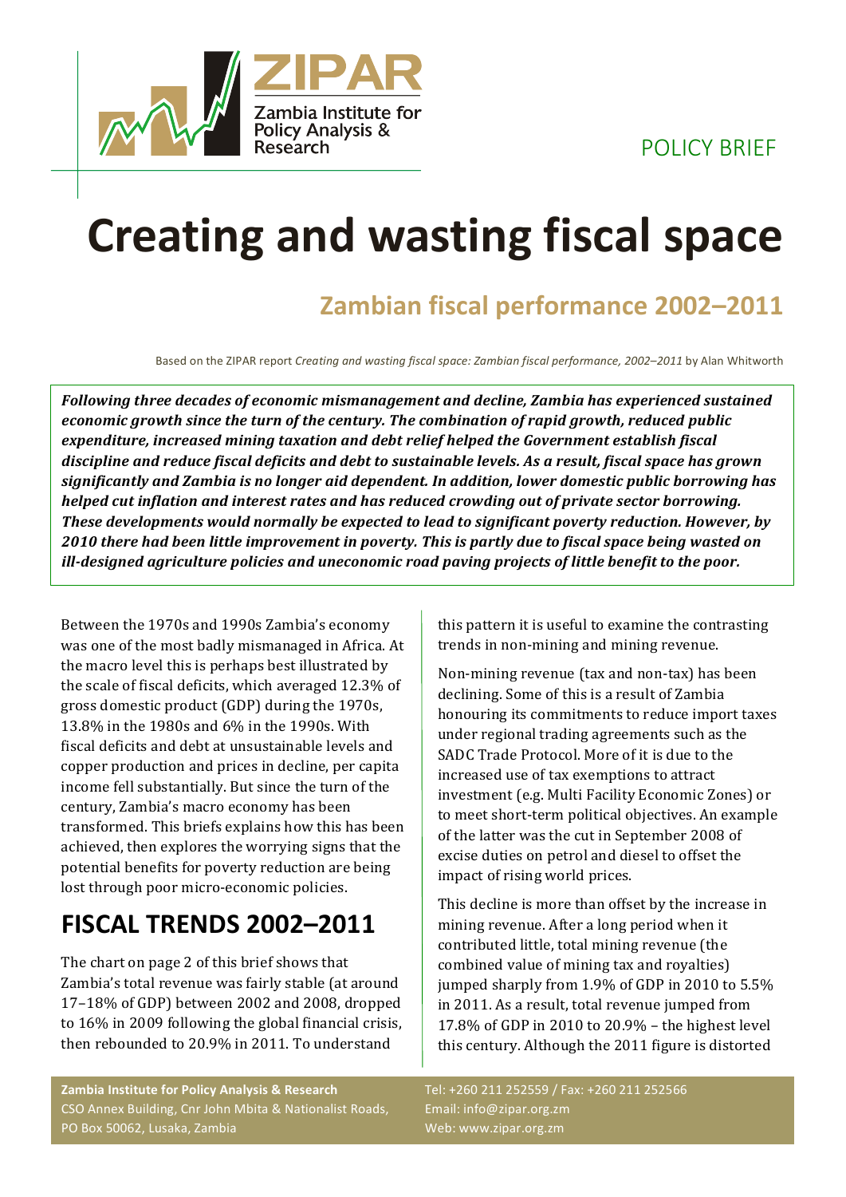POLICY BRIEF

# Creating and wasting fiscal space

## Zambian fiscal performance 2002–2011

Based on the ZIPAR report *Creating and wasting fiscal space: Zambian fiscal performance, 2002–2011* by Alan Whitworth

***Following three decades of economic mismanagement and decline, Zambia has experienced sustained economic growth since the turn of the century. The combination of rapid growth, reduced public expenditure, increased mining taxation and debt relief helped the Government establish fiscal discipline and reduce fiscal deficits and debt to sustainable levels. As a result, fiscal space has grown significantly and Zambia is no longer aid dependent. In addition, lower domestic public borrowing has helped cut inflation and interest rates and has reduced crowding out of private sector borrowing. These developments would normally be expected to lead to significant poverty reduction. However, by 2010 there had been little improvement in poverty. This is partly due to fiscal space being wasted on ill-designed agriculture policies and uneconomic road paving projects of little benefit to the poor.***

Between the 1970s and 1990s Zambia's economy was one of the most badly mismanaged in Africa. At the macro level this is perhaps best illustrated by the scale of fiscal deficits, which averaged 12.3% of gross domestic product (GDP) during the 1970s, 13.8% in the 1980s and 6% in the 1990s. With fiscal deficits and debt at unsustainable levels and copper production and prices in decline, per capita income fell substantially. But since the turn of the century, Zambia's macro economy has been transformed. This briefs explains how this has been achieved, then explores the worrying signs that the potential benefits for poverty reduction are being lost through poor micro-economic policies.

## FISCAL TRENDS 2002–2011

The chart on page 2 of this brief shows that Zambia's total revenue was fairly stable (at around 17–18% of GDP) between 2002 and 2008, dropped to 16% in 2009 following the global financial crisis, then rebounded to 20.9% in 2011. To understand this pattern it is useful to examine the contrasting trends in non-mining and mining revenue.

Non-mining revenue (tax and non-tax) has been declining. Some of this is a result of Zambia honouring its commitments to reduce import taxes under regional trading agreements such as the SADC Trade Protocol. More of it is due to the increased use of tax exemptions to attract investment (e.g. Multi Facility Economic Zones) or to meet short-term political objectives. An example of the latter was the cut in September 2008 of excise duties on petrol and diesel to offset the impact of rising world prices.

This decline is more than offset by the increase in mining revenue. After a long period when it contributed little, total mining revenue (the combined value of mining tax and royalties) jumped sharply from 1.9% of GDP in 2010 to 5.5% in 2011. As a result, total revenue jumped from 17.8% of GDP in 2010 to 20.9% – the highest level this century. Although the 2011 figure is distorted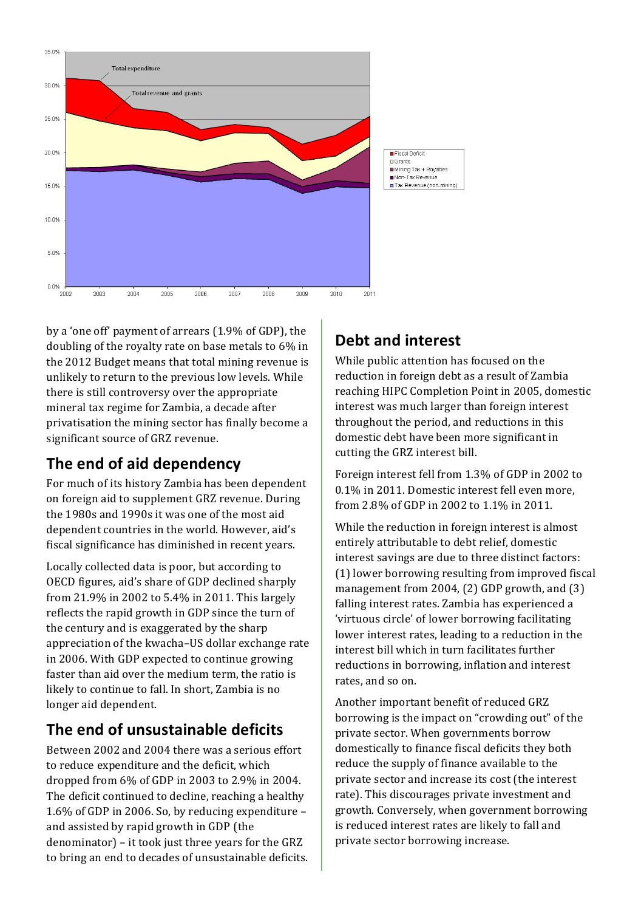by a 'one off' payment of arrears (1.9% of GDP), the doubling of the royalty rate on base metals to 6% in the 2012 Budget means that total mining revenue is unlikely to return to the previous low levels. While there is still controversy over the appropriate mineral tax regime for Zambia, a decade after privatisation the mining sector has finally become a significant source of GRZ revenue.

## The end of aid dependency

For much of its history Zambia has been dependent on foreign aid to supplement GRZ revenue. During the 1980s and 1990s it was one of the most aid dependent countries in the world. However, aid's fiscal significance has diminished in recent years.

Locally collected data is poor, but according to OECD figures, aid's share of GDP declined sharply from 21.9% in 2002 to 5.4% in 2011. This largely reflects the rapid growth in GDP since the turn of the century and is exaggerated by the sharp appreciation of the kwacha–US dollar exchange rate in 2006. With GDP expected to continue growing faster than aid over the medium term, the ratio is likely to continue to fall. In short, Zambia is no longer aid dependent.

## The end of unsustainable deficits

Between 2002 and 2004 there was a serious effort to reduce expenditure and the deficit, which dropped from 6% of GDP in 2003 to 2.9% in 2004. The deficit continued to decline, reaching a healthy 1.6% of GDP in 2006. So, by reducing expenditure – and assisted by rapid growth in GDP (the denominator) – it took just three years for the GRZ to bring an end to decades of unsustainable deficits.

## Debt and interest

While public attention has focused on the reduction in foreign debt as a result of Zambia reaching HIPC Completion Point in 2005, domestic interest was much larger than foreign interest throughout the period, and reductions in this domestic debt have been more significant in cutting the GRZ interest bill.

Foreign interest fell from 1.3% of GDP in 2002 to 0.1% in 2011. Domestic interest fell even more, from 2.8% of GDP in 2002 to 1.1% in 2011.

While the reduction in foreign interest is almost entirely attributable to debt relief, domestic interest savings are due to three distinct factors: (1) lower borrowing resulting from improved fiscal management from 2004, (2) GDP growth, and (3) falling interest rates. Zambia has experienced a 'virtuous circle' of lower borrowing facilitating lower interest rates, leading to a reduction in the interest bill which in turn facilitates further reductions in borrowing, inflation and interest rates, and so on.

Another important benefit of reduced GRZ borrowing is the impact on "crowding out" of the private sector. When governments borrow domestically to finance fiscal deficits they both reduce the supply of finance available to the private sector and increase its cost (the interest rate). This discourages private investment and growth. Conversely, when government borrowing is reduced interest rates are likely to fall and private sector borrowing increase.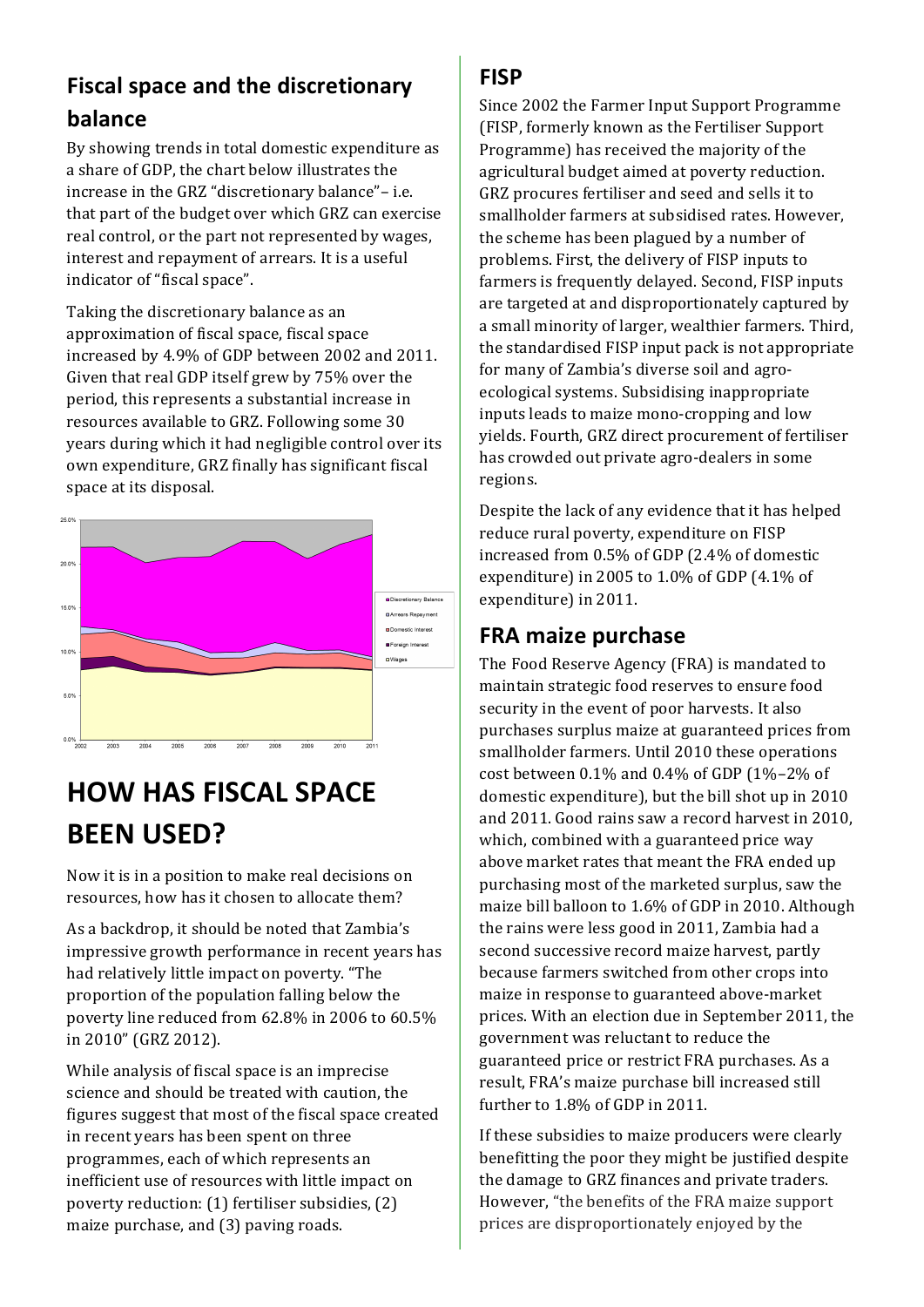## Fiscal space and the discretionary balance

By showing trends in total domestic expenditure as a share of GDP, the chart below illustrates the increase in the GRZ "discretionary balance"– i.e. that part of the budget over which GRZ can exercise real control, or the part not represented by wages, interest and repayment of arrears. It is a useful indicator of "fiscal space".

Taking the discretionary balance as an approximation of fiscal space, fiscal space increased by 4.9% of GDP between 2002 and 2011. Given that real GDP itself grew by 75% over the period, this represents a substantial increase in resources available to GRZ. Following some 30 years during which it had negligible control over its own expenditure, GRZ finally has significant fiscal space at its disposal.

# HOW HAS FISCAL SPACE BEEN USED?

Now it is in a position to make real decisions on resources, how has it chosen to allocate them?

As a backdrop, it should be noted that Zambia's impressive growth performance in recent years has had relatively little impact on poverty. "The proportion of the population falling below the poverty line reduced from 62.8% in 2006 to 60.5% in 2010" (GRZ 2012).

While analysis of fiscal space is an imprecise science and should be treated with caution, the figures suggest that most of the fiscal space created in recent years has been spent on three programmes, each of which represents an inefficient use of resources with little impact on poverty reduction: (1) fertiliser subsidies, (2) maize purchase, and (3) paving roads.

## FISP

Since 2002 the Farmer Input Support Programme (FISP, formerly known as the Fertiliser Support Programme) has received the majority of the agricultural budget aimed at poverty reduction. GRZ procures fertiliser and seed and sells it to smallholder farmers at subsidised rates. However, the scheme has been plagued by a number of problems. First, the delivery of FISP inputs to farmers is frequently delayed. Second, FISP inputs are targeted at and disproportionately captured by a small minority of larger, wealthier farmers. Third, the standardised FISP input pack is not appropriate for many of Zambia's diverse soil and agro-ecological systems. Subsidising inappropriate inputs leads to maize mono-cropping and low yields. Fourth, GRZ direct procurement of fertiliser has crowded out private agro-dealers in some regions.

Despite the lack of any evidence that it has helped reduce rural poverty, expenditure on FISP increased from 0.5% of GDP (2.4% of domestic expenditure) in 2005 to 1.0% of GDP (4.1% of expenditure) in 2011.

## FRA maize purchase

The Food Reserve Agency (FRA) is mandated to maintain strategic food reserves to ensure food security in the event of poor harvests. It also purchases surplus maize at guaranteed prices from smallholder farmers. Until 2010 these operations cost between 0.1% and 0.4% of GDP (1%–2% of domestic expenditure), but the bill shot up in 2010 and 2011. Good rains saw a record harvest in 2010, which, combined with a guaranteed price way above market rates that meant the FRA ended up purchasing most of the marketed surplus, saw the maize bill balloon to 1.6% of GDP in 2010. Although the rains were less good in 2011, Zambia had a second successive record maize harvest, partly because farmers switched from other crops into maize in response to guaranteed above-market prices. With an election due in September 2011, the government was reluctant to reduce the guaranteed price or restrict FRA purchases. As a result, FRA's maize purchase bill increased still further to 1.8% of GDP in 2011.

If these subsidies to maize producers were clearly benefitting the poor they might be justified despite the damage to GRZ finances and private traders. However, "the benefits of the FRA maize support prices are disproportionately enjoyed by the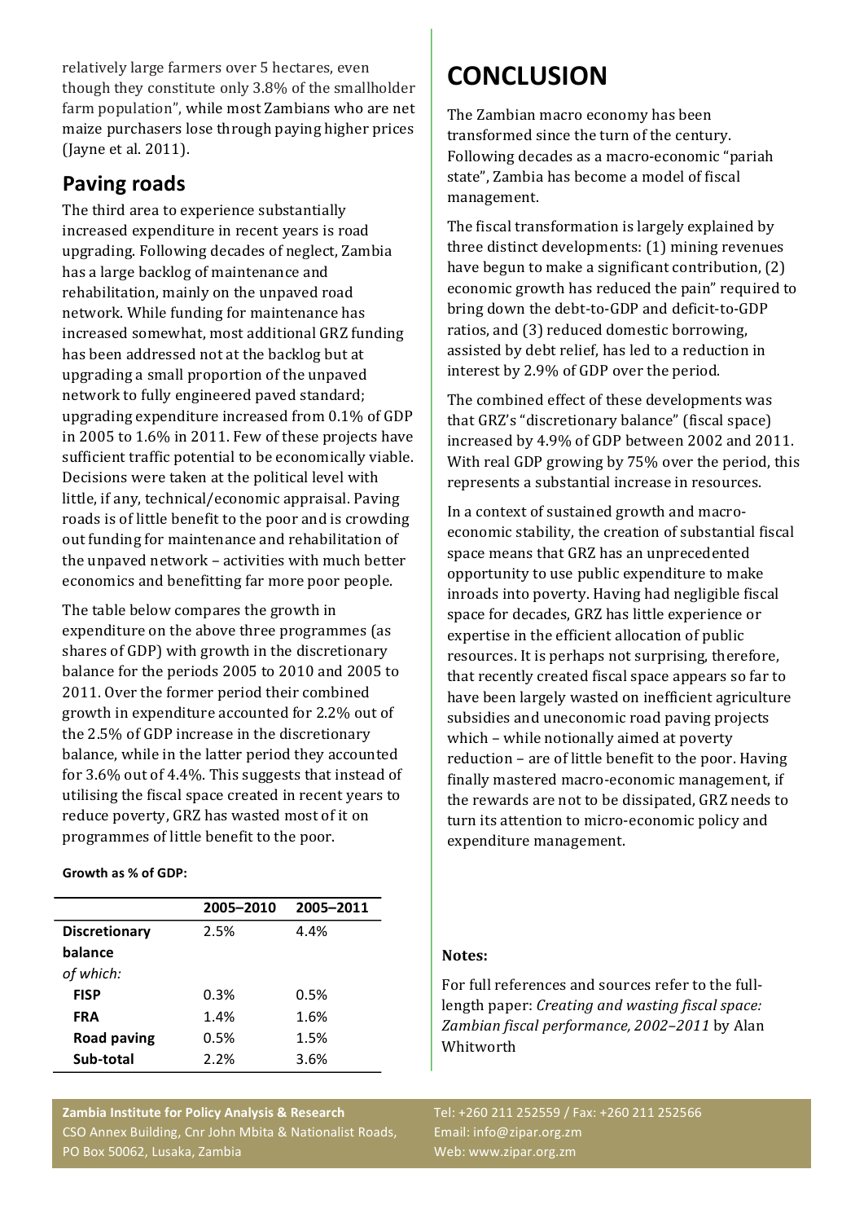relatively large farmers over 5 hectares, even though they constitute only 3.8% of the smallholder farm population", while most Zambians who are net maize purchasers lose through paying higher prices (Jayne et al. 2011).

## Paving roads

The third area to experience substantially increased expenditure in recent years is road upgrading. Following decades of neglect, Zambia has a large backlog of maintenance and rehabilitation, mainly on the unpaved road network. While funding for maintenance has increased somewhat, most additional GRZ funding has been addressed not at the backlog but at upgrading a small proportion of the unpaved network to fully engineered paved standard; upgrading expenditure increased from 0.1% of GDP in 2005 to 1.6% in 2011. Few of these projects have sufficient traffic potential to be economically viable. Decisions were taken at the political level with little, if any, technical/economic appraisal. Paving roads is of little benefit to the poor and is crowding out funding for maintenance and rehabilitation of the unpaved network – activities with much better economics and benefitting far more poor people.

The table below compares the growth in expenditure on the above three programmes (as shares of GDP) with growth in the discretionary balance for the periods 2005 to 2010 and 2005 to 2011. Over the former period their combined growth in expenditure accounted for 2.2% out of the 2.5% of GDP increase in the discretionary balance, while in the latter period they accounted for 3.6% out of 4.4%. This suggests that instead of utilising the fiscal space created in recent years to reduce poverty, GRZ has wasted most of it on programmes of little benefit to the poor.

**Growth as % of GDP:**

| | 2005–2010 | 2005–2011 |
|---|---|---|
| **Discretionary balance** | 2.5% | 4.4% |
| *of which:* | | |
| **FISP** | 0.3% | 0.5% |
| **FRA** | 1.4% | 1.6% |
| **Road paving** | 0.5% | 1.5% |
| **Sub-total** | 2.2% | 3.6% |

# CONCLUSION

The Zambian macro economy has been transformed since the turn of the century. Following decades as a macro-economic "pariah state", Zambia has become a model of fiscal management.

The fiscal transformation is largely explained by three distinct developments: (1) mining revenues have begun to make a significant contribution, (2) economic growth has reduced the pain" required to bring down the debt-to-GDP and deficit-to-GDP ratios, and (3) reduced domestic borrowing, assisted by debt relief, has led to a reduction in interest by 2.9% of GDP over the period.

The combined effect of these developments was that GRZ's "discretionary balance" (fiscal space) increased by 4.9% of GDP between 2002 and 2011. With real GDP growing by 75% over the period, this represents a substantial increase in resources.

In a context of sustained growth and macro-economic stability, the creation of substantial fiscal space means that GRZ has an unprecedented opportunity to use public expenditure to make inroads into poverty. Having had negligible fiscal space for decades, GRZ has little experience or expertise in the efficient allocation of public resources. It is perhaps not surprising, therefore, that recently created fiscal space appears so far to have been largely wasted on inefficient agriculture subsidies and uneconomic road paving projects which – while notionally aimed at poverty reduction – are of little benefit to the poor. Having finally mastered macro-economic management, if the rewards are not to be dissipated, GRZ needs to turn its attention to micro-economic policy and expenditure management.

**Notes:**

For full references and sources refer to the full-length paper: *Creating and wasting fiscal space: Zambian fiscal performance, 2002–2011* by Alan Whitworth

**Zambia Institute for Policy Analysis & Research**
CSO Annex Building, Cnr John Mbita & Nationalist Roads, PO Box 50062, Lusaka, Zambia

Tel: +260 211 252559 / Fax: +260 211 252566
Email: info@zipar.org.zm
Web: www.zipar.org.zm